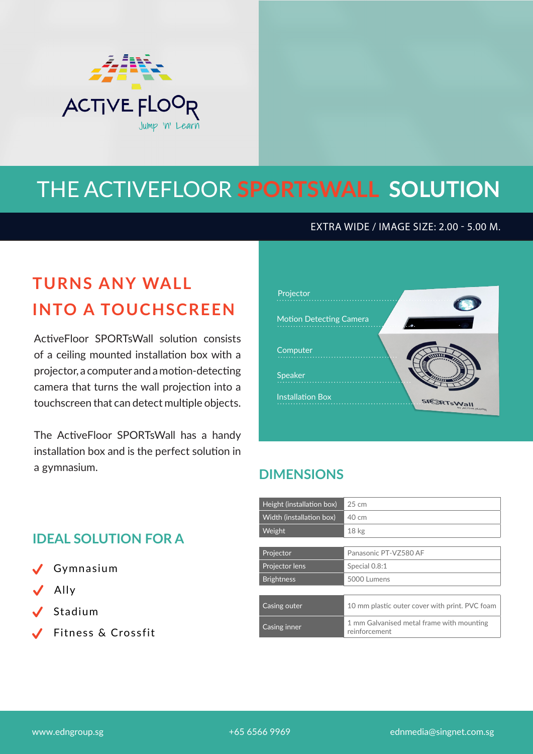ACTIVE FLOOR

Jump 'n' Learn

# THE ACTIVEFLOOR SPORTSWALL SOLUTION

EXTRA WIDE / IMAGE SIZE: 2.00 - 5.00 M.

## TURNS ANY WALL INTO A TOUCHSCREEN

ActiveFloor SPORTsWall solution consists of a ceiling mounted installation box with a projector, a computer and a motion-detecting camera that turns the wall projection into a touchscreen that can detect multiple objects.

The ActiveFloor SPORTsWall has a handy installation box and is the perfect solution in a gymnasium.

- Projector
- Motion Detecting Camera
- Computer
- Speaker
- Installation Box

## IDEAL SOLUTION FOR A

- ✔ Gymnasium
- ✔ Ally
- ✔ Stadium
- ✔ Fitness & Crossfit

## DIMENSIONS

| | |
|---|---|
| Height (installation box) | 25 cm |
| Width (installation box) | 40 cm |
| Weight | 18 kg |

| | |
|---|---|
| Projector | Panasonic PT-VZ580 AF |
| Projector lens | Special 0.8:1 |
| Brightness | 5000 Lumens |

| | |
|---|---|
| Casing outer | 10 mm plastic outer cover with print. PVC foam |
| Casing inner | 1 mm Galvanised metal frame with mounting reinforcement |

www.edngroup.sg +65 6566 9969 ednmedia@singnet.com.sg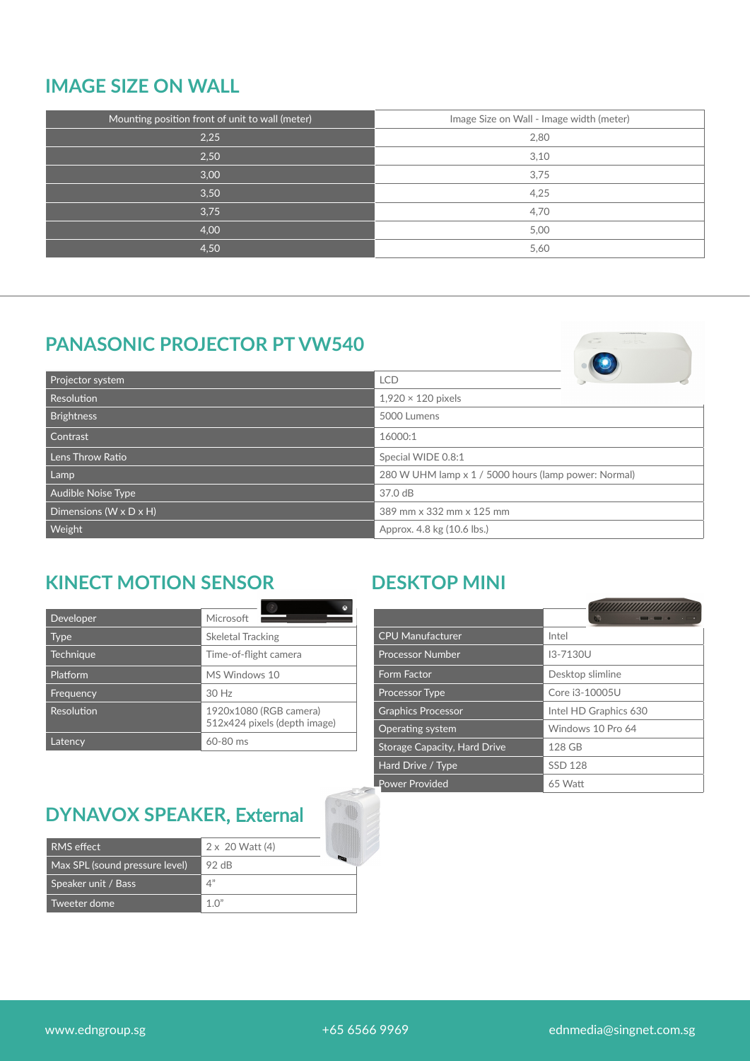## IMAGE SIZE ON WALL

| Mounting position front of unit to wall (meter) | Image Size on Wall - Image width (meter) |
|---|---|
| 2,25 | 2,80 |
| 2,50 | 3,10 |
| 3,00 | 3,75 |
| 3,50 | 4,25 |
| 3,75 | 4,70 |
| 4,00 | 5,00 |
| 4,50 | 5,60 |

## PANASONIC PROJECTOR PT VW540

| | |
|---|---|
| Projector system | LCD |
| Resolution | 1,920 × 120 pixels |
| Brightness | 5000 Lumens |
| Contrast | 16000:1 |
| Lens Throw Ratio | Special WIDE 0.8:1 |
| Lamp | 280 W UHM lamp x 1 / 5000 hours (lamp power: Normal) |
| Audible Noise Type | 37.0 dB |
| Dimensions (W x D x H) | 389 mm x 332 mm x 125 mm |
| Weight | Approx. 4.8 kg (10.6 lbs.) |

## KINECT MOTION SENSOR

| | |
|---|---|
| Developer | Microsoft |
| Type | Skeletal Tracking |
| Technique | Time-of-flight camera |
| Platform | MS Windows 10 |
| Frequency | 30 Hz |
| Resolution | 1920x1080 (RGB camera)<br>512x424 pixels (depth image) |
| Latency | 60-80 ms |

## DESKTOP MINI

| | |
|---|---|
| CPU Manufacturer | Intel |
| Processor Number | I3-7130U |
| Form Factor | Desktop slimline |
| Processor Type | Core i3-10005U |
| Graphics Processor | Intel HD Graphics 630 |
| Operating system | Windows 10 Pro 64 |
| Storage Capacity, Hard Drive | 128 GB |
| Hard Drive / Type | SSD 128 |
| Power Provided | 65 Watt |

## DYNAVOX SPEAKER, External

| | |
|---|---|
| RMS effect | 2 x 20 Watt (4) |
| Max SPL (sound pressure level) | 92 dB |
| Speaker unit / Bass | 4" |
| Tweeter dome | 1.0" |

www.edngroup.sg +65 6566 9969 ednmedia@singnet.com.sg